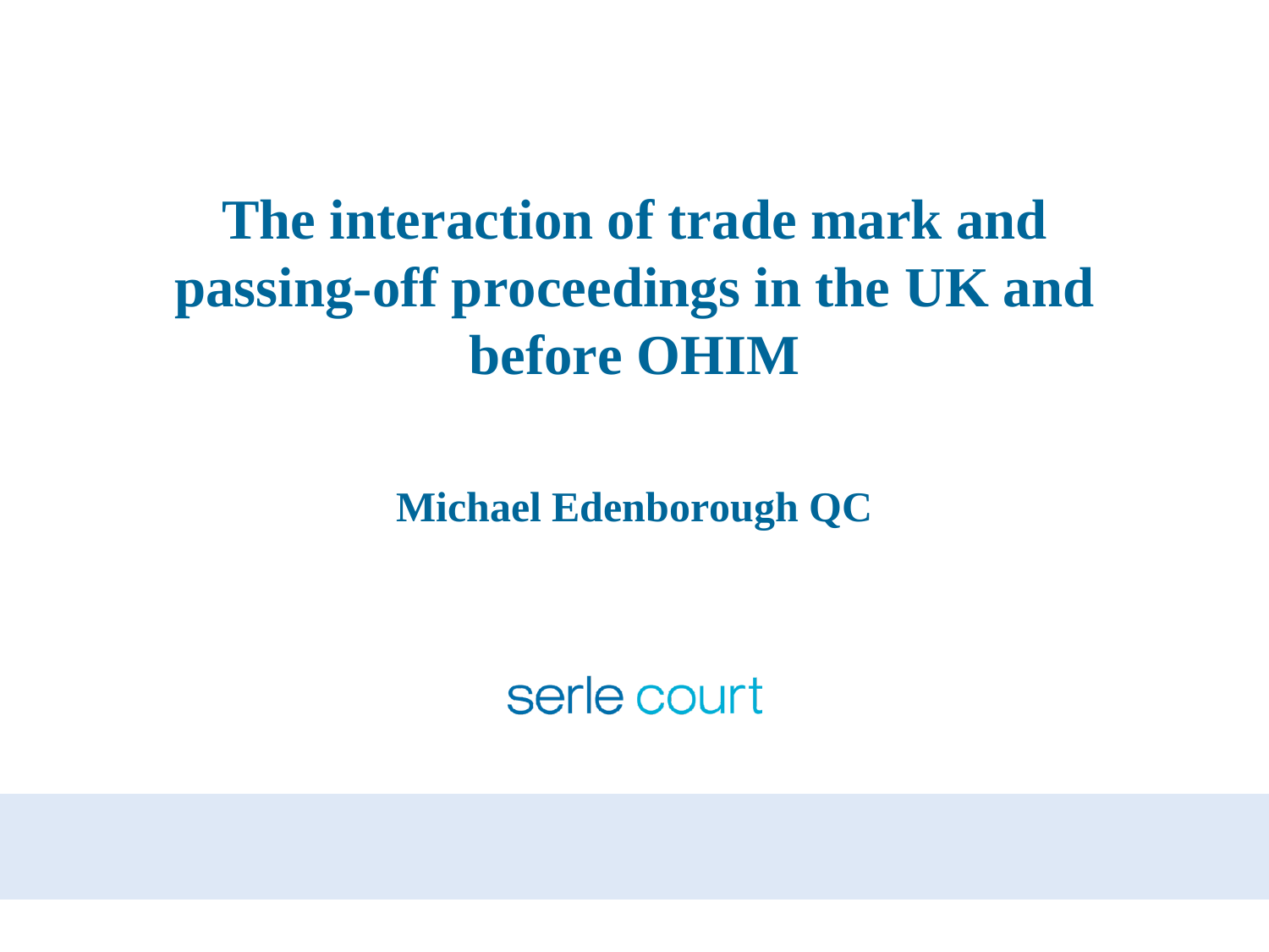# The interaction of trade mark and passing-off proceedings in the UK and before OHIM

**Michael Edenborough QC**

serle court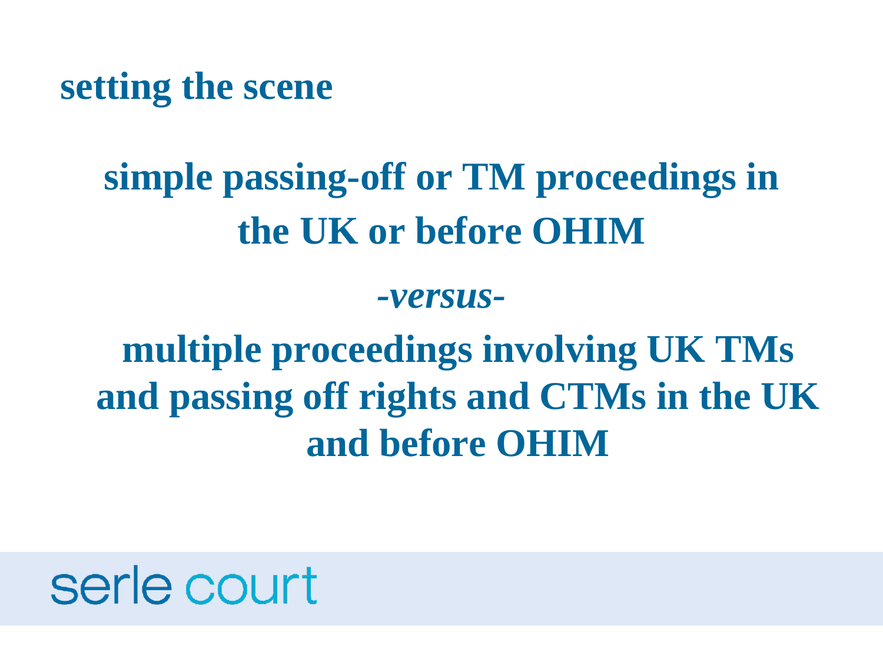## setting the scene

**simple passing-off or TM proceedings in the UK or before OHIM**

***-versus-***

**multiple proceedings involving UK TMs and passing off rights and CTMs in the UK and before OHIM**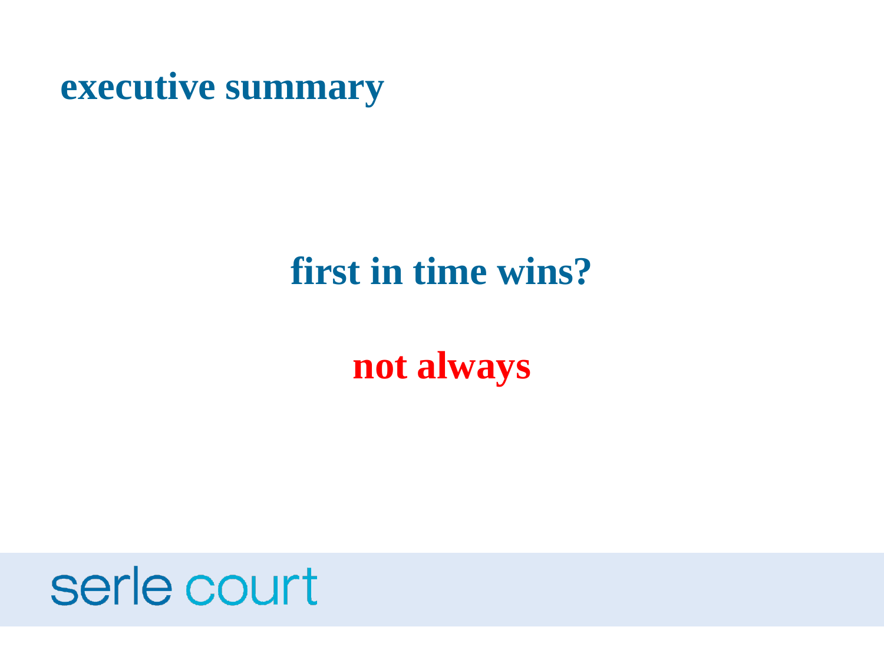# executive summary

**first in time wins?**

**not always**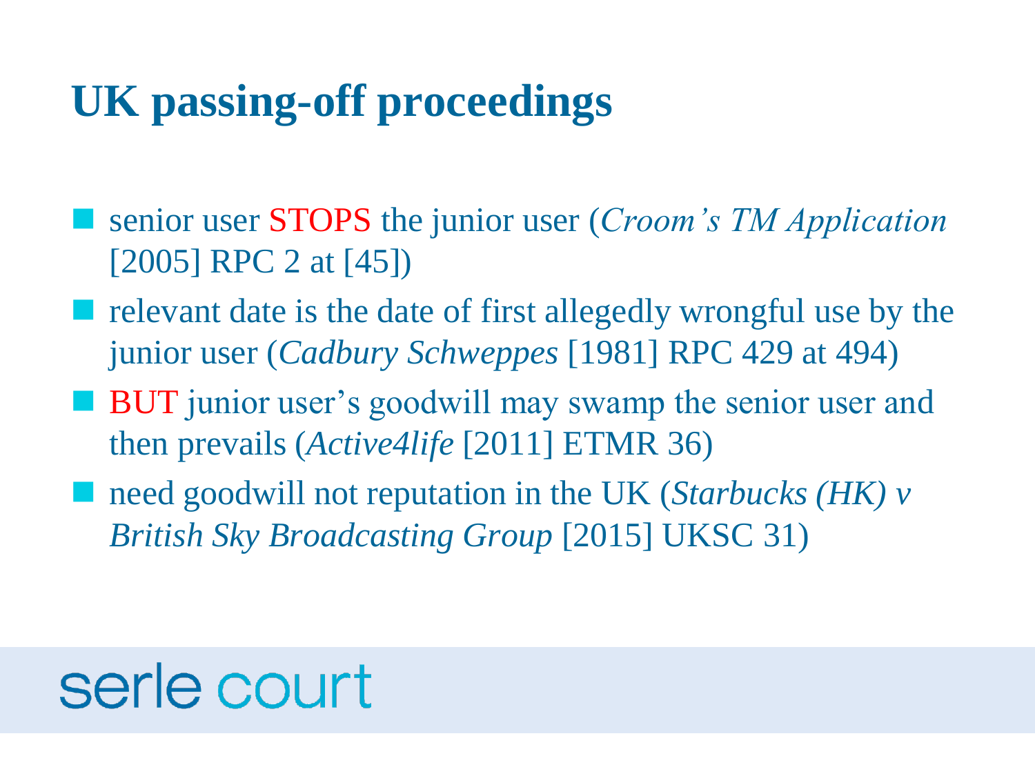# UK passing-off proceedings

- senior user STOPS the junior user (*Croom's TM Application* [2005] RPC 2 at [45])
- relevant date is the date of first allegedly wrongful use by the junior user (*Cadbury Schweppes* [1981] RPC 429 at 494)
- BUT junior user's goodwill may swamp the senior user and then prevails (*Active4life* [2011] ETMR 36)
- need goodwill not reputation in the UK (*Starbucks (HK) v British Sky Broadcasting Group* [2015] UKSC 31)

serle court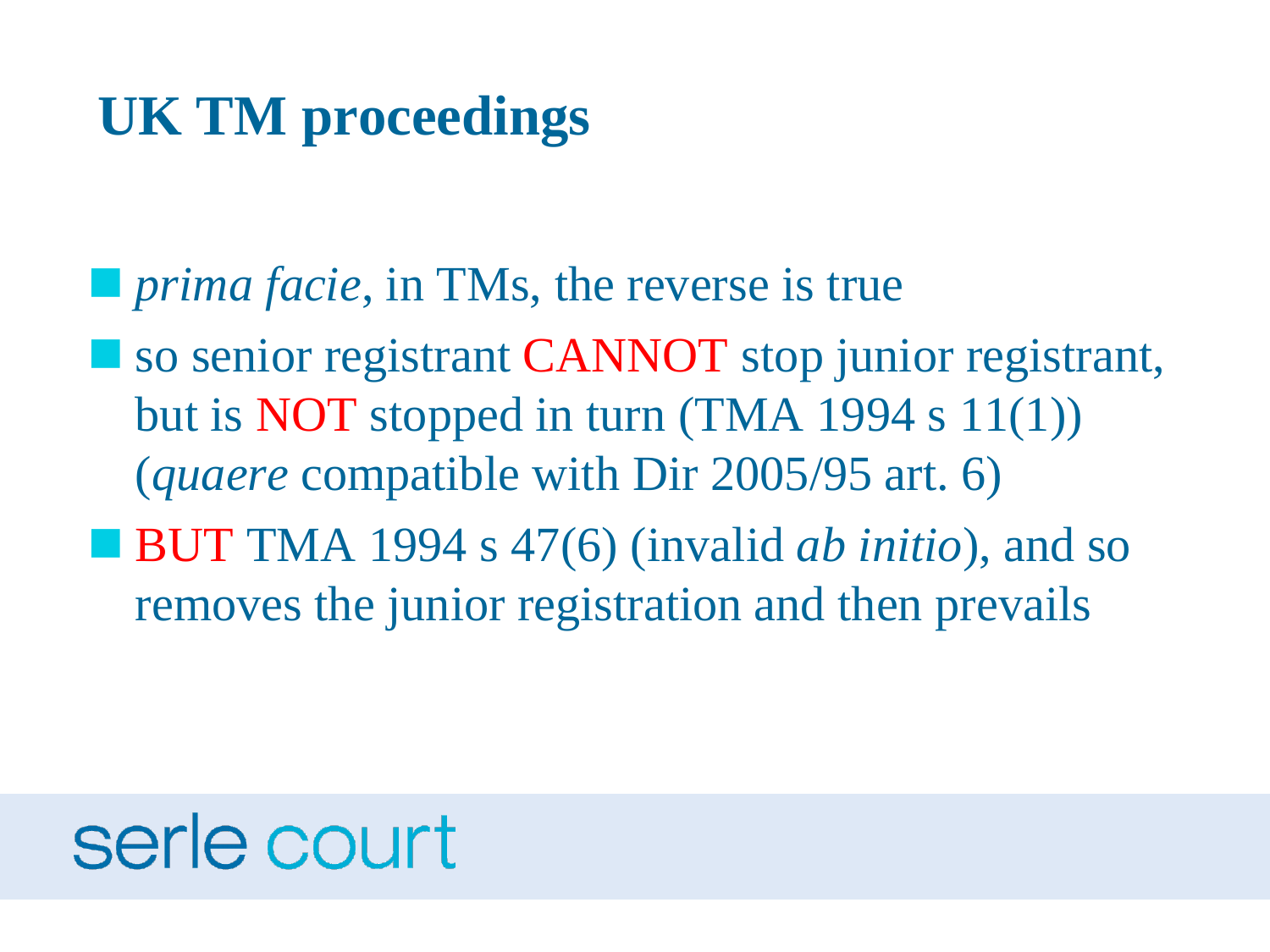# UK TM proceedings

- *prima facie*, in TMs, the reverse is true
- so senior registrant CANNOT stop junior registrant, but is NOT stopped in turn (TMA 1994 s 11(1)) (*quaere* compatible with Dir 2005/95 art. 6)
- BUT TMA 1994 s 47(6) (invalid *ab initio*), and so removes the junior registration and then prevails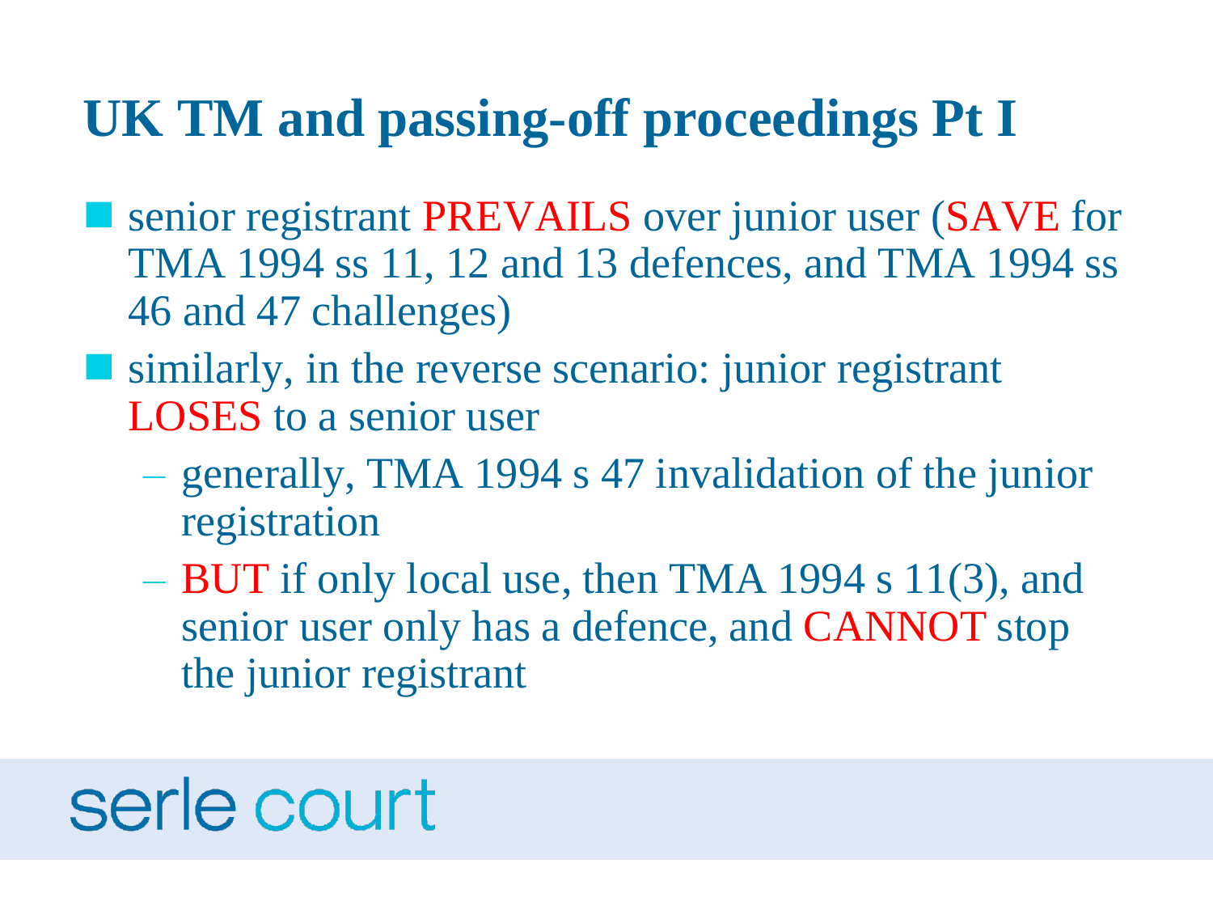# UK TM and passing-off proceedings Pt I

- senior registrant PREVAILS over junior user (SAVE for TMA 1994 ss 11, 12 and 13 defences, and TMA 1994 ss 46 and 47 challenges)
- similarly, in the reverse scenario: junior registrant LOSES to a senior user
  - generally, TMA 1994 s 47 invalidation of the junior registration
  - BUT if only local use, then TMA 1994 s 11(3), and senior user only has a defence, and CANNOT stop the junior registrant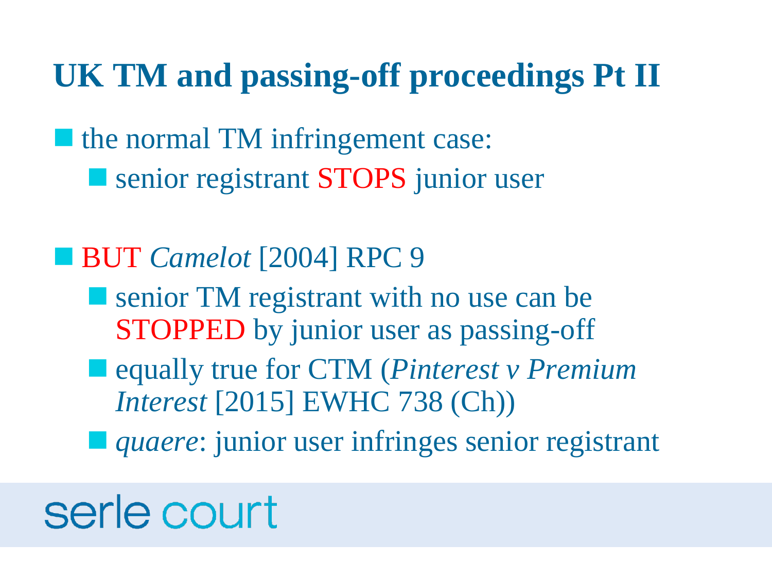# UK TM and passing-off proceedings Pt II

- the normal TM infringement case:
  - senior registrant STOPS junior user

- BUT *Camelot* [2004] RPC 9
  - senior TM registrant with no use can be STOPPED by junior user as passing-off
  - equally true for CTM (*Pinterest v Premium Interest* [2015] EWHC 738 (Ch))
  - *quaere*: junior user infringes senior registrant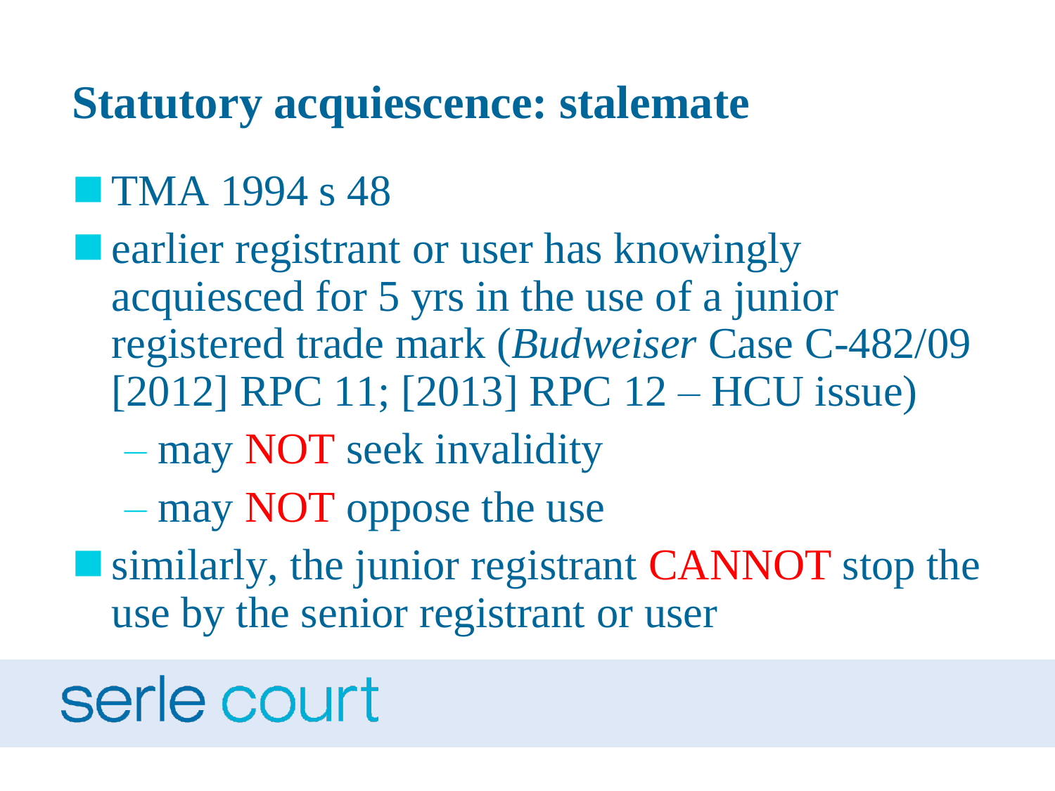## Statutory acquiescence: stalemate

- TMA 1994 s 48
- earlier registrant or user has knowingly acquiesced for 5 yrs in the use of a junior registered trade mark (*Budweiser* Case C-482/09 [2012] RPC 11; [2013] RPC 12 – HCU issue)
  - may NOT seek invalidity
  - may NOT oppose the use
- similarly, the junior registrant CANNOT stop the use by the senior registrant or user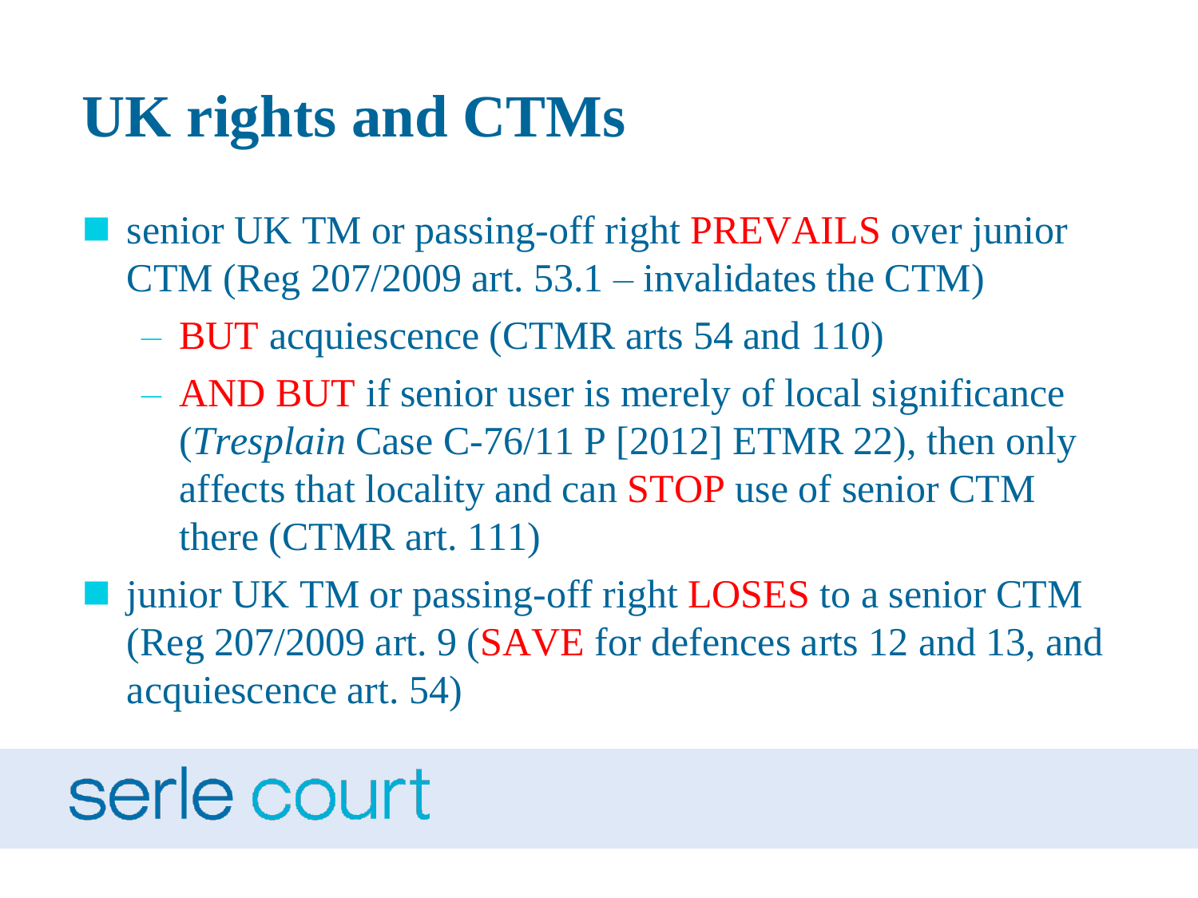# UK rights and CTMs

- senior UK TM or passing-off right PREVAILS over junior CTM (Reg 207/2009 art. 53.1 – invalidates the CTM)
  - BUT acquiescence (CTMR arts 54 and 110)
  - AND BUT if senior user is merely of local significance (*Tresplain* Case C-76/11 P [2012] ETMR 22), then only affects that locality and can STOP use of senior CTM there (CTMR art. 111)
- junior UK TM or passing-off right LOSES to a senior CTM (Reg 207/2009 art. 9 (SAVE for defences arts 12 and 13, and acquiescence art. 54)

serle court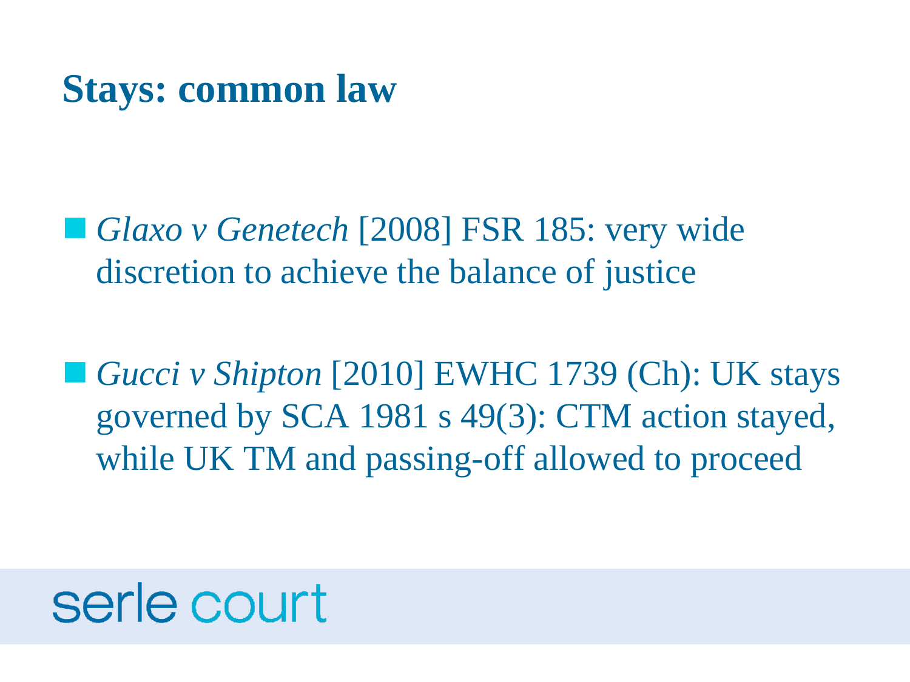# Stays: common law

- *Glaxo v Genetech* [2008] FSR 185: very wide discretion to achieve the balance of justice
- *Gucci v Shipton* [2010] EWHC 1739 (Ch): UK stays governed by SCA 1981 s 49(3): CTM action stayed, while UK TM and passing-off allowed to proceed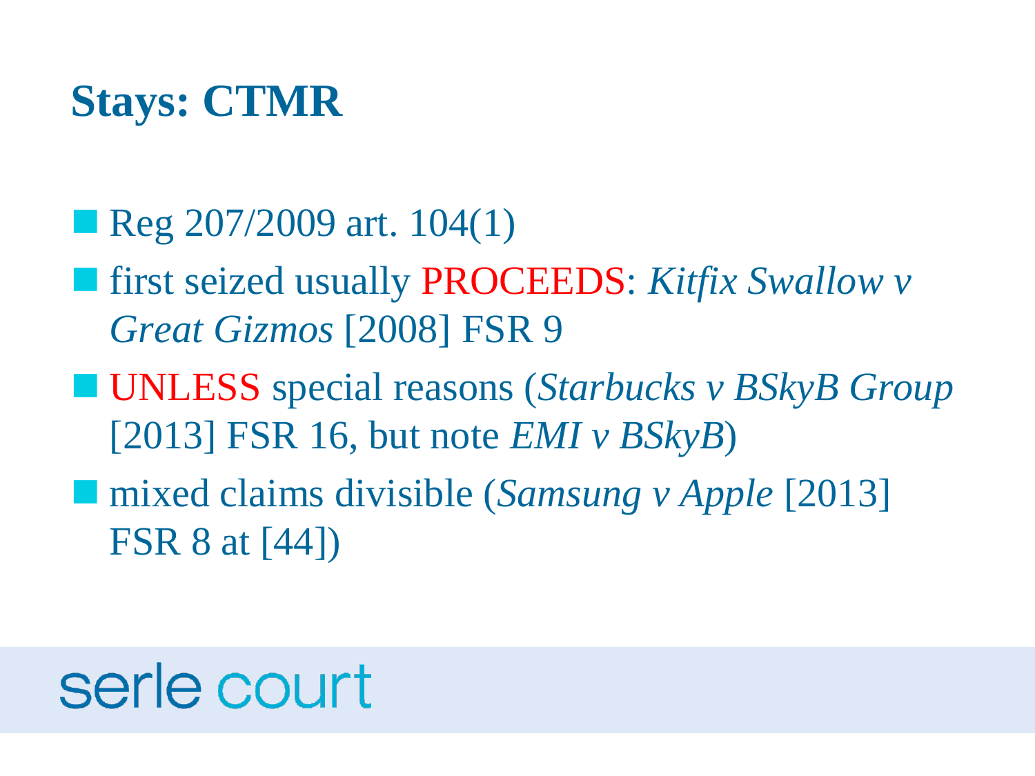# Stays: CTMR

- Reg 207/2009 art. 104(1)
- first seized usually PROCEEDS: *Kitfix Swallow v Great Gizmos* [2008] FSR 9
- UNLESS special reasons (*Starbucks v BSkyB Group* [2013] FSR 16, but note *EMI v BSkyB*)
- mixed claims divisible (*Samsung v Apple* [2013] FSR 8 at [44])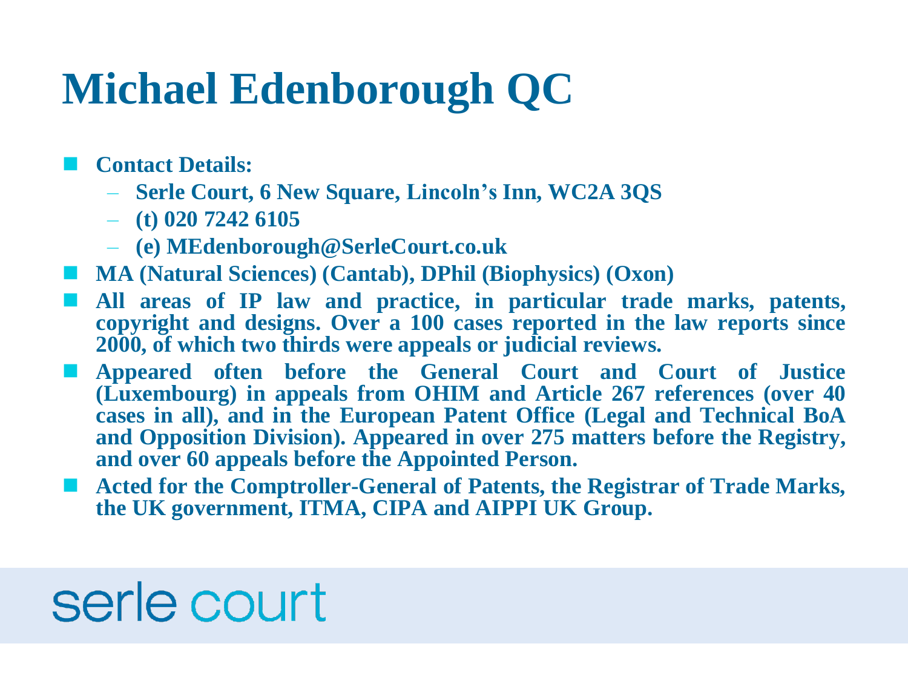# Michael Edenborough QC

- **Contact Details:**
  - **Serle Court, 6 New Square, Lincoln's Inn, WC2A 3QS**
  - **(t) 020 7242 6105**
  - **(e) MEdenborough@SerleCourt.co.uk**
- **MA (Natural Sciences) (Cantab), DPhil (Biophysics) (Oxon)**
- **All areas of IP law and practice, in particular trade marks, patents, copyright and designs. Over a 100 cases reported in the law reports since 2000, of which two thirds were appeals or judicial reviews.**
- **Appeared often before the General Court and Court of Justice (Luxembourg) in appeals from OHIM and Article 267 references (over 40 cases in all), and in the European Patent Office (Legal and Technical BoA and Opposition Division). Appeared in over 275 matters before the Registry, and over 60 appeals before the Appointed Person.**
- **Acted for the Comptroller-General of Patents, the Registrar of Trade Marks, the UK government, ITMA, CIPA and AIPPI UK Group.**

serle court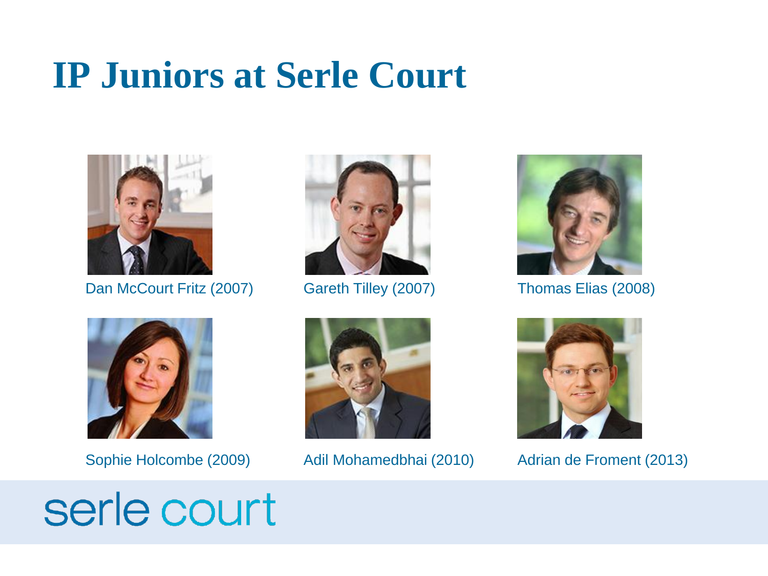# IP Juniors at Serle Court

Dan McCourt Fritz (2007)

Gareth Tilley (2007)

Thomas Elias (2008)

Sophie Holcombe (2009)

Adil Mohamedbhai (2010)

Adrian de Froment (2013)

serle court